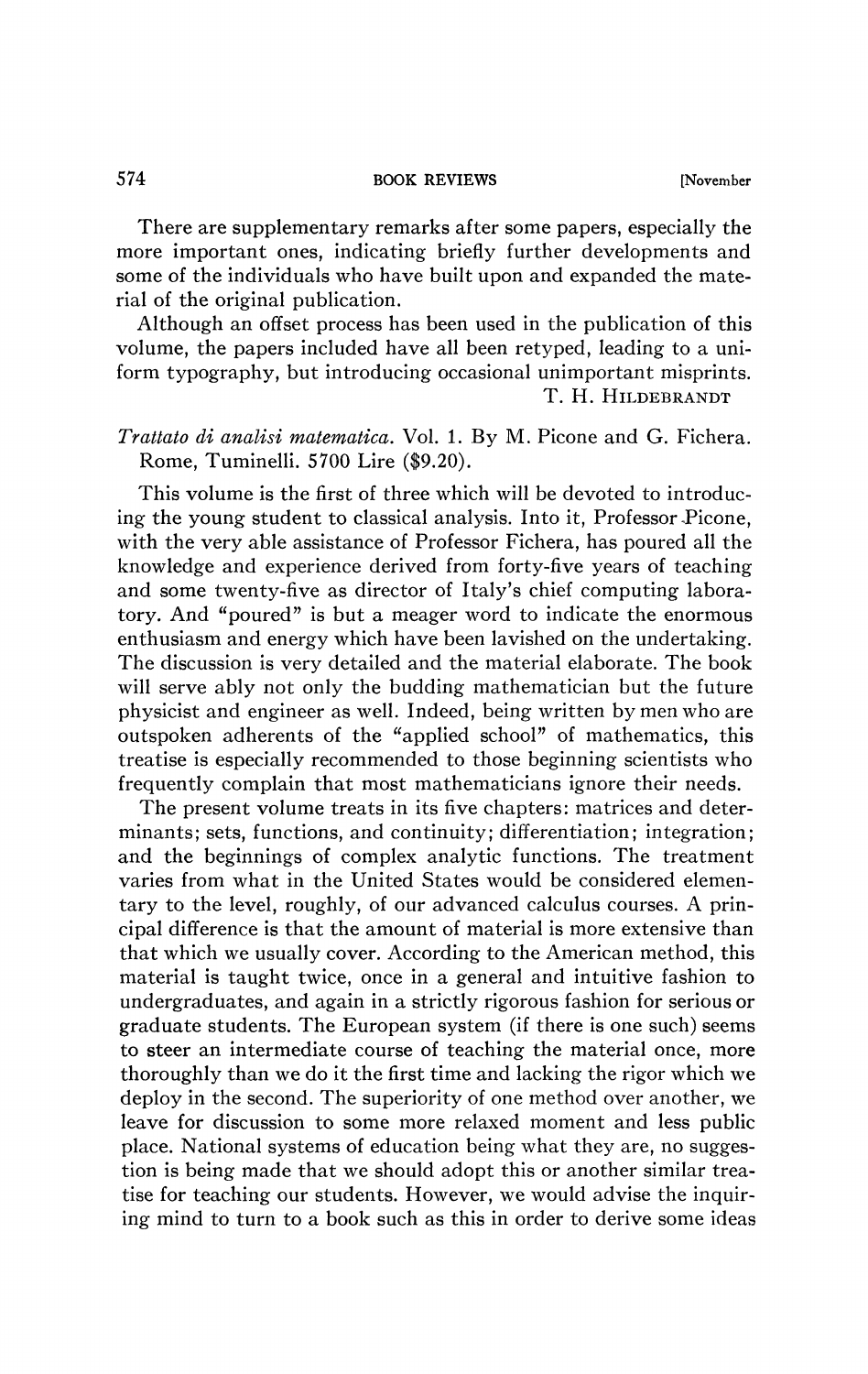There are supplementary remarks after some papers, especially the more important ones, indicating briefly further developments and some of the individuals who have built upon and expanded the material of the original publication.

Although an offset process has been used in the publication of this volume, the papers included have all been retyped, leading to a uniform typography, but introducing occasional unimportant misprints.

T. H. HILDEBRANDT

*Trattato di analisi matematica*. Vol. 1. By M. Picone and G. Fichera. Rome, Tuminelli. 5700 Lire ($9.20).

This volume is the first of three which will be devoted to introducing the young student to classical analysis. Into it, Professor Picone, with the very able assistance of Professor Fichera, has poured all the knowledge and experience derived from forty-five years of teaching and some twenty-five as director of Italy's chief computing laboratory. And "poured" is but a meager word to indicate the enormous enthusiasm and energy which have been lavished on the undertaking. The discussion is very detailed and the material elaborate. The book will serve ably not only the budding mathematician but the future physicist and engineer as well. Indeed, being written by men who are outspoken adherents of the "applied school" of mathematics, this treatise is especially recommended to those beginning scientists who frequently complain that most mathematicians ignore their needs.

The present volume treats in its five chapters: matrices and determinants; sets, functions, and continuity; differentiation; integration; and the beginnings of complex analytic functions. The treatment varies from what in the United States would be considered elementary to the level, roughly, of our advanced calculus courses. A principal difference is that the amount of material is more extensive than that which we usually cover. According to the American method, this material is taught twice, once in a general and intuitive fashion to undergraduates, and again in a strictly rigorous fashion for serious or graduate students. The European system (if there is one such) seems to steer an intermediate course of teaching the material once, more thoroughly than we do it the first time and lacking the rigor which we deploy in the second. The superiority of one method over another, we leave for discussion to some more relaxed moment and less public place. National systems of education being what they are, no suggestion is being made that we should adopt this or another similar treatise for teaching our students. However, we would advise the inquiring mind to turn to a book such as this in order to derive some ideas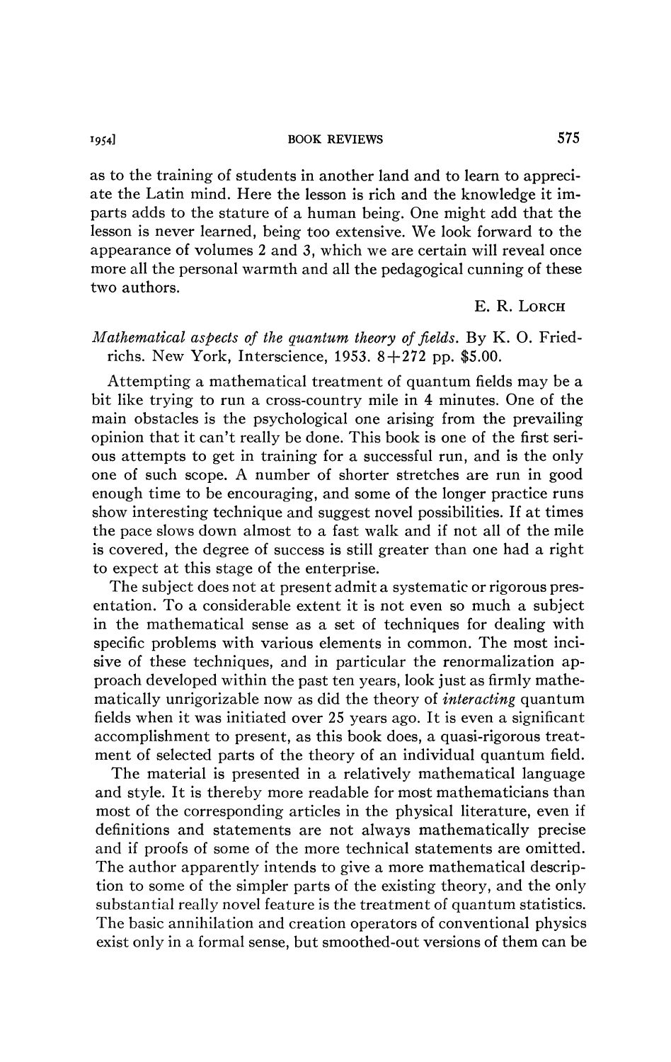as to the training of students in another land and to learn to appreciate the Latin mind. Here the lesson is rich and the knowledge it imparts adds to the stature of a human being. One might add that the lesson is never learned, being too extensive. We look forward to the appearance of volumes 2 and 3, which we are certain will reveal once more all the personal warmth and all the pedagogical cunning of these two authors.

E. R. LORCH

*Mathematical aspects of the quantum theory of fields*. By K. O. Friedrichs. New York, Interscience, 1953. 8+272 pp. $5.00.

Attempting a mathematical treatment of quantum fields may be a bit like trying to run a cross-country mile in 4 minutes. One of the main obstacles is the psychological one arising from the prevailing opinion that it can't really be done. This book is one of the first serious attempts to get in training for a successful run, and is the only one of such scope. A number of shorter stretches are run in good enough time to be encouraging, and some of the longer practice runs show interesting technique and suggest novel possibilities. If at times the pace slows down almost to a fast walk and if not all of the mile is covered, the degree of success is still greater than one had a right to expect at this stage of the enterprise.

The subject does not at present admit a systematic or rigorous presentation. To a considerable extent it is not even so much a subject in the mathematical sense as a set of techniques for dealing with specific problems with various elements in common. The most incisive of these techniques, and in particular the renormalization approach developed within the past ten years, look just as firmly mathematically unrigorizable now as did the theory of *interacting* quantum fields when it was initiated over 25 years ago. It is even a significant accomplishment to present, as this book does, a quasi-rigorous treatment of selected parts of the theory of an individual quantum field.

The material is presented in a relatively mathematical language and style. It is thereby more readable for most mathematicians than most of the corresponding articles in the physical literature, even if definitions and statements are not always mathematically precise and if proofs of some of the more technical statements are omitted. The author apparently intends to give a more mathematical description to some of the simpler parts of the existing theory, and the only substantial really novel feature is the treatment of quantum statistics. The basic annihilation and creation operators of conventional physics exist only in a formal sense, but smoothed-out versions of them can be